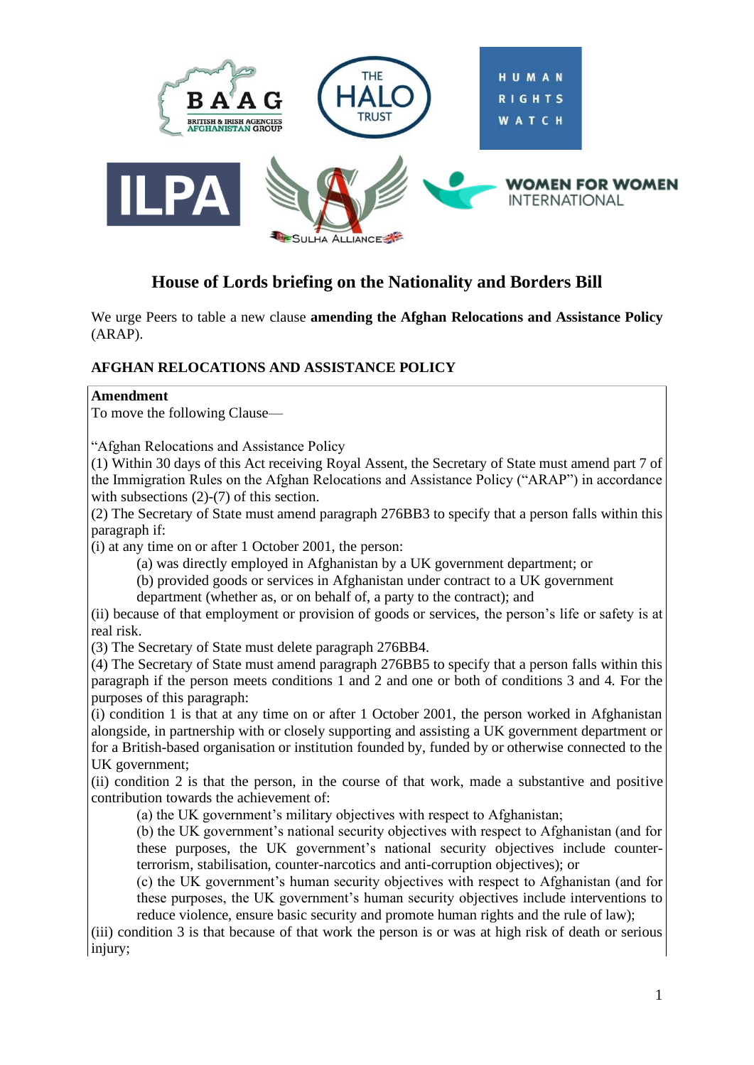# House of Lords briefing on the Nationality and Borders Bill

We urge Peers to table a new clause **amending the Afghan Relocations and Assistance Policy** (ARAP).

## AFGHAN RELOCATIONS AND ASSISTANCE POLICY

**Amendment**

To move the following Clause—

"Afghan Relocations and Assistance Policy

(1) Within 30 days of this Act receiving Royal Assent, the Secretary of State must amend part 7 of the Immigration Rules on the Afghan Relocations and Assistance Policy ("ARAP") in accordance with subsections (2)-(7) of this section.

(2) The Secretary of State must amend paragraph 276BB3 to specify that a person falls within this paragraph if:

(i) at any time on or after 1 October 2001, the person:

> (a) was directly employed in Afghanistan by a UK government department; or
>
> (b) provided goods or services in Afghanistan under contract to a UK government department (whether as, or on behalf of, a party to the contract); and

(ii) because of that employment or provision of goods or services, the person's life or safety is at real risk.

(3) The Secretary of State must delete paragraph 276BB4.

(4) The Secretary of State must amend paragraph 276BB5 to specify that a person falls within this paragraph if the person meets conditions 1 and 2 and one or both of conditions 3 and 4. For the purposes of this paragraph:

(i) condition 1 is that at any time on or after 1 October 2001, the person worked in Afghanistan alongside, in partnership with or closely supporting and assisting a UK government department or for a British-based organisation or institution founded by, funded by or otherwise connected to the UK government;

(ii) condition 2 is that the person, in the course of that work, made a substantive and positive contribution towards the achievement of:

> (a) the UK government's military objectives with respect to Afghanistan;
>
> (b) the UK government's national security objectives with respect to Afghanistan (and for these purposes, the UK government's national security objectives include counter-terrorism, stabilisation, counter-narcotics and anti-corruption objectives); or
>
> (c) the UK government's human security objectives with respect to Afghanistan (and for these purposes, the UK government's human security objectives include interventions to reduce violence, ensure basic security and promote human rights and the rule of law);

(iii) condition 3 is that because of that work the person is or was at high risk of death or serious injury;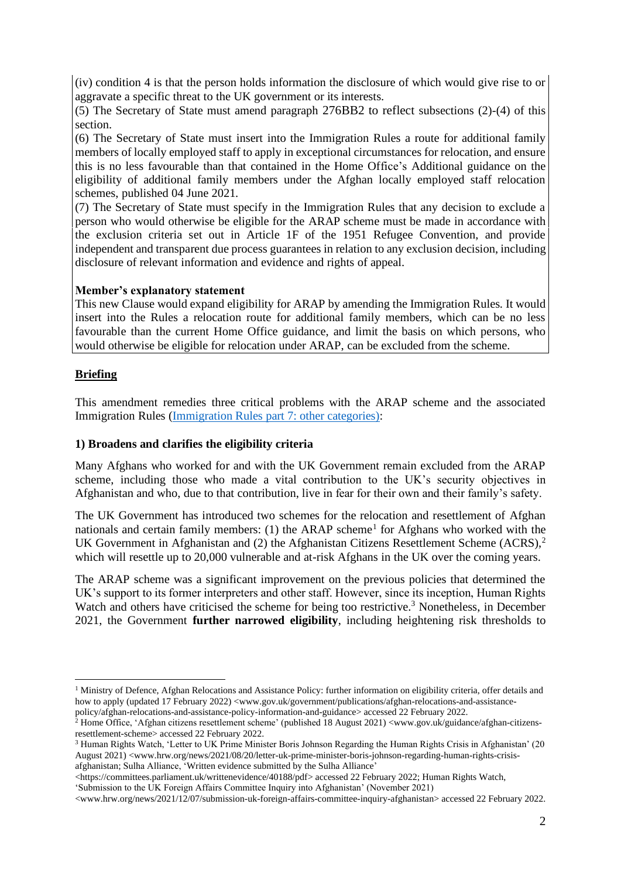(iv) condition 4 is that the person holds information the disclosure of which would give rise to or aggravate a specific threat to the UK government or its interests.

(5) The Secretary of State must amend paragraph 276BB2 to reflect subsections (2)-(4) of this section.

(6) The Secretary of State must insert into the Immigration Rules a route for additional family members of locally employed staff to apply in exceptional circumstances for relocation, and ensure this is no less favourable than that contained in the Home Office's Additional guidance on the eligibility of additional family members under the Afghan locally employed staff relocation schemes, published 04 June 2021.

(7) The Secretary of State must specify in the Immigration Rules that any decision to exclude a person who would otherwise be eligible for the ARAP scheme must be made in accordance with the exclusion criteria set out in Article 1F of the 1951 Refugee Convention, and provide independent and transparent due process guarantees in relation to any exclusion decision, including disclosure of relevant information and evidence and rights of appeal.

**Member's explanatory statement**

This new Clause would expand eligibility for ARAP by amending the Immigration Rules. It would insert into the Rules a relocation route for additional family members, which can be no less favourable than the current Home Office guidance, and limit the basis on which persons, who would otherwise be eligible for relocation under ARAP, can be excluded from the scheme.

## Briefing

This amendment remedies three critical problems with the ARAP scheme and the associated Immigration Rules (Immigration Rules part 7: other categories):

### 1) Broadens and clarifies the eligibility criteria

Many Afghans who worked for and with the UK Government remain excluded from the ARAP scheme, including those who made a vital contribution to the UK's security objectives in Afghanistan and who, due to that contribution, live in fear for their own and their family's safety.

The UK Government has introduced two schemes for the relocation and resettlement of Afghan nationals and certain family members: (1) the ARAP scheme[1] for Afghans who worked with the UK Government in Afghanistan and (2) the Afghanistan Citizens Resettlement Scheme (ACRS),[2] which will resettle up to 20,000 vulnerable and at-risk Afghans in the UK over the coming years.

The ARAP scheme was a significant improvement on the previous policies that determined the UK's support to its former interpreters and other staff. However, since its inception, Human Rights Watch and others have criticised the scheme for being too restrictive.[3] Nonetheless, in December 2021, the Government **further narrowed eligibility**, including heightening risk thresholds to

[1] Ministry of Defence, Afghan Relocations and Assistance Policy: further information on eligibility criteria, offer details and how to apply (updated 17 February 2022) <www.gov.uk/government/publications/afghan-relocations-and-assistance-policy/afghan-relocations-and-assistance-policy-information-and-guidance> accessed 22 February 2022.

[2] Home Office, 'Afghan citizens resettlement scheme' (published 18 August 2021) <www.gov.uk/guidance/afghan-citizens-resettlement-scheme> accessed 22 February 2022.

[3] Human Rights Watch, 'Letter to UK Prime Minister Boris Johnson Regarding the Human Rights Crisis in Afghanistan' (20 August 2021) <www.hrw.org/news/2021/08/20/letter-uk-prime-minister-boris-johnson-regarding-human-rights-crisis-afghanistan; Sulha Alliance, 'Written evidence submitted by the Sulha Alliance' <https://committees.parliament.uk/writtenevidence/40188/pdf> accessed 22 February 2022; Human Rights Watch, 'Submission to the UK Foreign Affairs Committee Inquiry into Afghanistan' (November 2021) <www.hrw.org/news/2021/12/07/submission-uk-foreign-affairs-committee-inquiry-afghanistan> accessed 22 February 2022.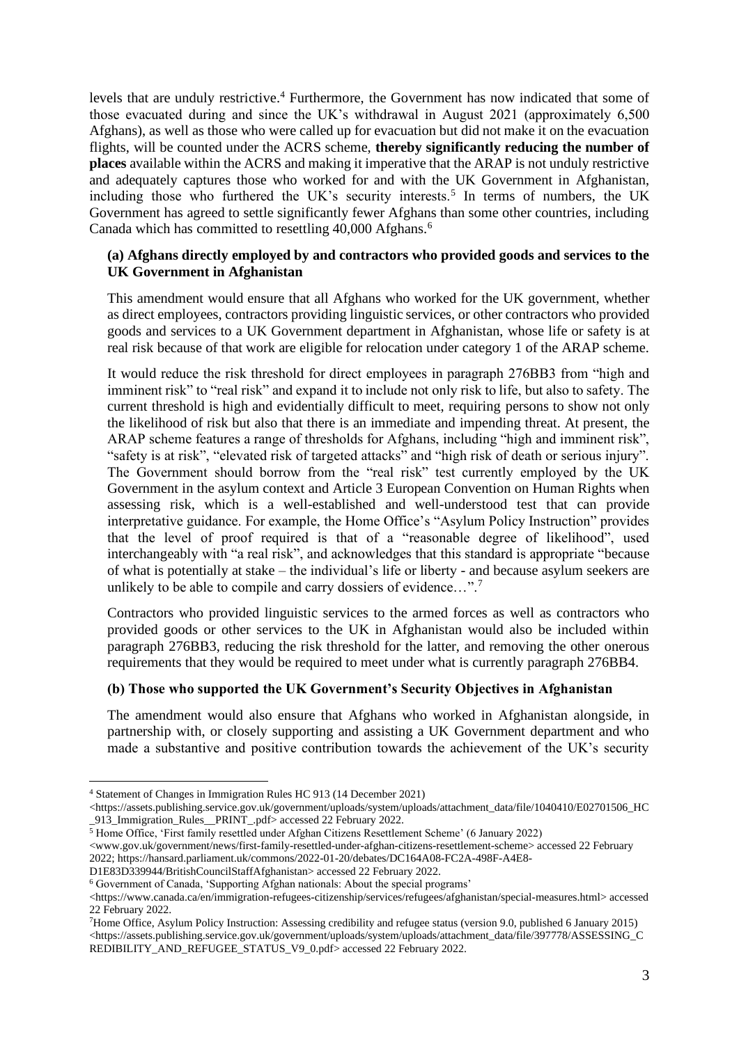levels that are unduly restrictive.[4] Furthermore, the Government has now indicated that some of those evacuated during and since the UK's withdrawal in August 2021 (approximately 6,500 Afghans), as well as those who were called up for evacuation but did not make it on the evacuation flights, will be counted under the ACRS scheme, **thereby significantly reducing the number of places** available within the ACRS and making it imperative that the ARAP is not unduly restrictive and adequately captures those who worked for and with the UK Government in Afghanistan, including those who furthered the UK's security interests.[5] In terms of numbers, the UK Government has agreed to settle significantly fewer Afghans than some other countries, including Canada which has committed to resettling 40,000 Afghans.[6]

### (a) Afghans directly employed by and contractors who provided goods and services to the UK Government in Afghanistan

This amendment would ensure that all Afghans who worked for the UK government, whether as direct employees, contractors providing linguistic services, or other contractors who provided goods and services to a UK Government department in Afghanistan, whose life or safety is at real risk because of that work are eligible for relocation under category 1 of the ARAP scheme.

It would reduce the risk threshold for direct employees in paragraph 276BB3 from "high and imminent risk" to "real risk" and expand it to include not only risk to life, but also to safety. The current threshold is high and evidentially difficult to meet, requiring persons to show not only the likelihood of risk but also that there is an immediate and impending threat. At present, the ARAP scheme features a range of thresholds for Afghans, including "high and imminent risk", "safety is at risk", "elevated risk of targeted attacks" and "high risk of death or serious injury". The Government should borrow from the "real risk" test currently employed by the UK Government in the asylum context and Article 3 European Convention on Human Rights when assessing risk, which is a well-established and well-understood test that can provide interpretative guidance. For example, the Home Office's "Asylum Policy Instruction" provides that the level of proof required is that of a "reasonable degree of likelihood", used interchangeably with "a real risk", and acknowledges that this standard is appropriate "because of what is potentially at stake – the individual's life or liberty - and because asylum seekers are unlikely to be able to compile and carry dossiers of evidence…".[7]

Contractors who provided linguistic services to the armed forces as well as contractors who provided goods or other services to the UK in Afghanistan would also be included within paragraph 276BB3, reducing the risk threshold for the latter, and removing the other onerous requirements that they would be required to meet under what is currently paragraph 276BB4.

### (b) Those who supported the UK Government's Security Objectives in Afghanistan

The amendment would also ensure that Afghans who worked in Afghanistan alongside, in partnership with, or closely supporting and assisting a UK Government department and who made a substantive and positive contribution towards the achievement of the UK's security

---

[4] Statement of Changes in Immigration Rules HC 913 (14 December 2021) <https://assets.publishing.service.gov.uk/government/uploads/system/uploads/attachment_data/file/1040410/E02701506_HC_913_Immigration_Rules__PRINT_.pdf> accessed 22 February 2022.

[5] Home Office, 'First family resettled under Afghan Citizens Resettlement Scheme' (6 January 2022) <www.gov.uk/government/news/first-family-resettled-under-afghan-citizens-resettlement-scheme> accessed 22 February 2022; https://hansard.parliament.uk/commons/2022-01-20/debates/DC164A08-FC2A-498F-A4E8-D1E83D339944/BritishCouncilStaffAfghanistan> accessed 22 February 2022.

[6] Government of Canada, 'Supporting Afghan nationals: About the special programs' <https://www.canada.ca/en/immigration-refugees-citizenship/services/refugees/afghanistan/special-measures.html> accessed 22 February 2022.

[7] Home Office, Asylum Policy Instruction: Assessing credibility and refugee status (version 9.0, published 6 January 2015) <https://assets.publishing.service.gov.uk/government/uploads/system/uploads/attachment_data/file/397778/ASSESSING_CREDIBILITY_AND_REFUGEE_STATUS_V9_0.pdf> accessed 22 February 2022.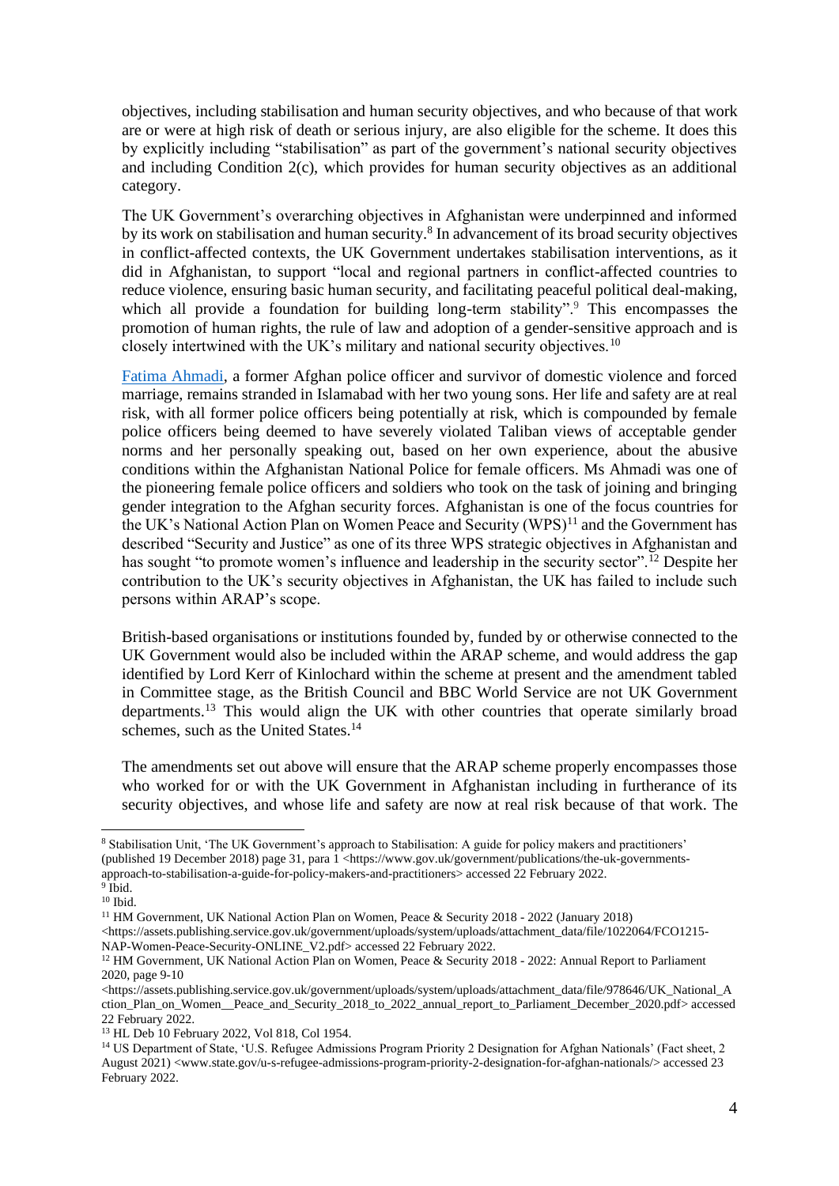objectives, including stabilisation and human security objectives, and who because of that work are or were at high risk of death or serious injury, are also eligible for the scheme. It does this by explicitly including "stabilisation" as part of the government's national security objectives and including Condition 2(c), which provides for human security objectives as an additional category.

The UK Government's overarching objectives in Afghanistan were underpinned and informed by its work on stabilisation and human security.[8] In advancement of its broad security objectives in conflict-affected contexts, the UK Government undertakes stabilisation interventions, as it did in Afghanistan, to support "local and regional partners in conflict-affected countries to reduce violence, ensuring basic human security, and facilitating peaceful political deal-making, which all provide a foundation for building long-term stability".[9] This encompasses the promotion of human rights, the rule of law and adoption of a gender-sensitive approach and is closely intertwined with the UK's military and national security objectives.[10]

Fatima Ahmadi, a former Afghan police officer and survivor of domestic violence and forced marriage, remains stranded in Islamabad with her two young sons. Her life and safety are at real risk, with all former police officers being potentially at risk, which is compounded by female police officers being deemed to have severely violated Taliban views of acceptable gender norms and her personally speaking out, based on her own experience, about the abusive conditions within the Afghanistan National Police for female officers. Ms Ahmadi was one of the pioneering female police officers and soldiers who took on the task of joining and bringing gender integration to the Afghan security forces. Afghanistan is one of the focus countries for the UK's National Action Plan on Women Peace and Security (WPS)[11] and the Government has described "Security and Justice" as one of its three WPS strategic objectives in Afghanistan and has sought "to promote women's influence and leadership in the security sector".[12] Despite her contribution to the UK's security objectives in Afghanistan, the UK has failed to include such persons within ARAP's scope.

British-based organisations or institutions founded by, funded by or otherwise connected to the UK Government would also be included within the ARAP scheme, and would address the gap identified by Lord Kerr of Kinlochard within the scheme at present and the amendment tabled in Committee stage, as the British Council and BBC World Service are not UK Government departments.[13] This would align the UK with other countries that operate similarly broad schemes, such as the United States.[14]

The amendments set out above will ensure that the ARAP scheme properly encompasses those who worked for or with the UK Government in Afghanistan including in furtherance of its security objectives, and whose life and safety are now at real risk because of that work. The

---

[8] Stabilisation Unit, 'The UK Government's approach to Stabilisation: A guide for policy makers and practitioners' (published 19 December 2018) page 31, para 1 <https://www.gov.uk/government/publications/the-uk-governments-approach-to-stabilisation-a-guide-for-policy-makers-and-practitioners> accessed 22 February 2022.

[9] Ibid.

[10] Ibid.

[11] HM Government, UK National Action Plan on Women, Peace & Security 2018 - 2022 (January 2018) <https://assets.publishing.service.gov.uk/government/uploads/system/uploads/attachment_data/file/1022064/FCO1215-NAP-Women-Peace-Security-ONLINE_V2.pdf> accessed 22 February 2022.

[12] HM Government, UK National Action Plan on Women, Peace & Security 2018 - 2022: Annual Report to Parliament 2020, page 9-10 <https://assets.publishing.service.gov.uk/government/uploads/system/uploads/attachment_data/file/978646/UK_National_Action_Plan_on_Women__Peace_and_Security_2018_to_2022_annual_report_to_Parliament_December_2020.pdf> accessed 22 February 2022.

[13] HL Deb 10 February 2022, Vol 818, Col 1954.

[14] US Department of State, 'U.S. Refugee Admissions Program Priority 2 Designation for Afghan Nationals' (Fact sheet, 2 August 2021) <www.state.gov/u-s-refugee-admissions-program-priority-2-designation-for-afghan-nationals/> accessed 23 February 2022.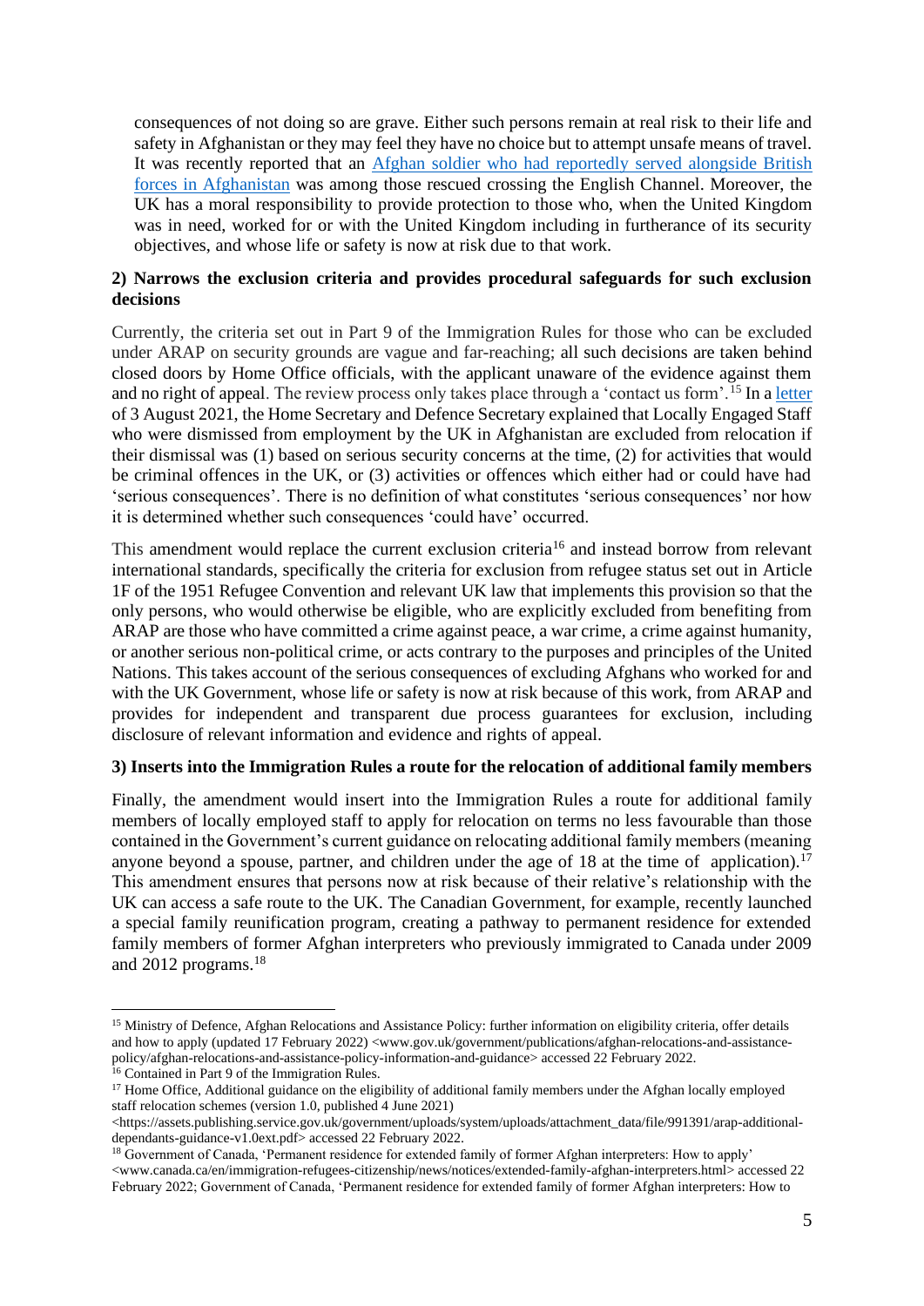consequences of not doing so are grave. Either such persons remain at real risk to their life and safety in Afghanistan or they may feel they have no choice but to attempt unsafe means of travel. It was recently reported that an Afghan soldier who had reportedly served alongside British forces in Afghanistan was among those rescued crossing the English Channel. Moreover, the UK has a moral responsibility to provide protection to those who, when the United Kingdom was in need, worked for or with the United Kingdom including in furtherance of its security objectives, and whose life or safety is now at risk due to that work.

**2) Narrows the exclusion criteria and provides procedural safeguards for such exclusion decisions**

Currently, the criteria set out in Part 9 of the Immigration Rules for those who can be excluded under ARAP on security grounds are vague and far-reaching; all such decisions are taken behind closed doors by Home Office officials, with the applicant unaware of the evidence against them and no right of appeal. The review process only takes place through a 'contact us form'.[15] In a letter of 3 August 2021, the Home Secretary and Defence Secretary explained that Locally Engaged Staff who were dismissed from employment by the UK in Afghanistan are excluded from relocation if their dismissal was (1) based on serious security concerns at the time, (2) for activities that would be criminal offences in the UK, or (3) activities or offences which either had or could have had 'serious consequences'. There is no definition of what constitutes 'serious consequences' nor how it is determined whether such consequences 'could have' occurred.

This amendment would replace the current exclusion criteria[16] and instead borrow from relevant international standards, specifically the criteria for exclusion from refugee status set out in Article 1F of the 1951 Refugee Convention and relevant UK law that implements this provision so that the only persons, who would otherwise be eligible, who are explicitly excluded from benefiting from ARAP are those who have committed a crime against peace, a war crime, a crime against humanity, or another serious non-political crime, or acts contrary to the purposes and principles of the United Nations. This takes account of the serious consequences of excluding Afghans who worked for and with the UK Government, whose life or safety is now at risk because of this work, from ARAP and provides for independent and transparent due process guarantees for exclusion, including disclosure of relevant information and evidence and rights of appeal.

**3) Inserts into the Immigration Rules a route for the relocation of additional family members**

Finally, the amendment would insert into the Immigration Rules a route for additional family members of locally employed staff to apply for relocation on terms no less favourable than those contained in the Government's current guidance on relocating additional family members (meaning anyone beyond a spouse, partner, and children under the age of 18 at the time of application).[17] This amendment ensures that persons now at risk because of their relative's relationship with the UK can access a safe route to the UK. The Canadian Government, for example, recently launched a special family reunification program, creating a pathway to permanent residence for extended family members of former Afghan interpreters who previously immigrated to Canada under 2009 and 2012 programs.[18]

---

[15] Ministry of Defence, Afghan Relocations and Assistance Policy: further information on eligibility criteria, offer details and how to apply (updated 17 February 2022) <www.gov.uk/government/publications/afghan-relocations-and-assistance-policy/afghan-relocations-and-assistance-policy-information-and-guidance> accessed 22 February 2022.

[16] Contained in Part 9 of the Immigration Rules.

[17] Home Office, Additional guidance on the eligibility of additional family members under the Afghan locally employed staff relocation schemes (version 1.0, published 4 June 2021) <https://assets.publishing.service.gov.uk/government/uploads/system/uploads/attachment_data/file/991391/arap-additional-dependants-guidance-v1.0ext.pdf> accessed 22 February 2022.

[18] Government of Canada, 'Permanent residence for extended family of former Afghan interpreters: How to apply' <www.canada.ca/en/immigration-refugees-citizenship/news/notices/extended-family-afghan-interpreters.html> accessed 22 February 2022; Government of Canada, 'Permanent residence for extended family of former Afghan interpreters: How to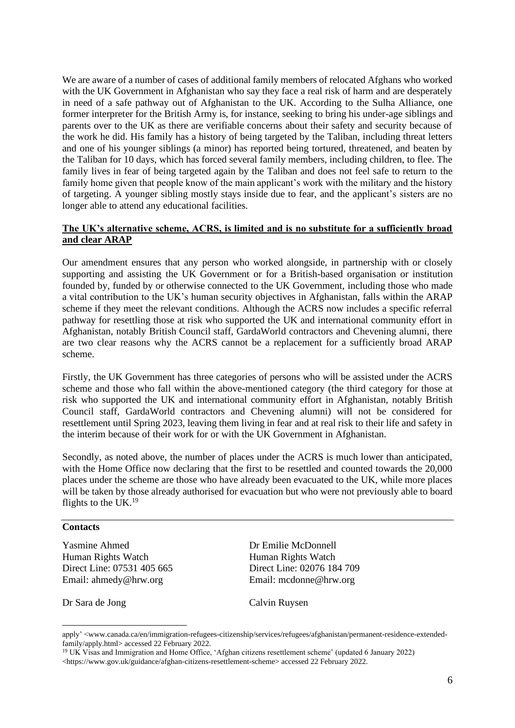We are aware of a number of cases of additional family members of relocated Afghans who worked with the UK Government in Afghanistan who say they face a real risk of harm and are desperately in need of a safe pathway out of Afghanistan to the UK. According to the Sulha Alliance, one former interpreter for the British Army is, for instance, seeking to bring his under-age siblings and parents over to the UK as there are verifiable concerns about their safety and security because of the work he did. His family has a history of being targeted by the Taliban, including threat letters and one of his younger siblings (a minor) has reported being tortured, threatened, and beaten by the Taliban for 10 days, which has forced several family members, including children, to flee. The family lives in fear of being targeted again by the Taliban and does not feel safe to return to the family home given that people know of the main applicant's work with the military and the history of targeting. A younger sibling mostly stays inside due to fear, and the applicant's sisters are no longer able to attend any educational facilities.

**The UK's alternative scheme, ACRS, is limited and is no substitute for a sufficiently broad and clear ARAP**

Our amendment ensures that any person who worked alongside, in partnership with or closely supporting and assisting the UK Government or for a British-based organisation or institution founded by, funded by or otherwise connected to the UK Government, including those who made a vital contribution to the UK's human security objectives in Afghanistan, falls within the ARAP scheme if they meet the relevant conditions. Although the ACRS now includes a specific referral pathway for resettling those at risk who supported the UK and international community effort in Afghanistan, notably British Council staff, GardaWorld contractors and Chevening alumni, there are two clear reasons why the ACRS cannot be a replacement for a sufficiently broad ARAP scheme.

Firstly, the UK Government has three categories of persons who will be assisted under the ACRS scheme and those who fall within the above-mentioned category (the third category for those at risk who supported the UK and international community effort in Afghanistan, notably British Council staff, GardaWorld contractors and Chevening alumni) will not be considered for resettlement until Spring 2023, leaving them living in fear and at real risk to their life and safety in the interim because of their work for or with the UK Government in Afghanistan.

Secondly, as noted above, the number of places under the ACRS is much lower than anticipated, with the Home Office now declaring that the first to be resettled and counted towards the 20,000 places under the scheme are those who have already been evacuated to the UK, while more places will be taken by those already authorised for evacuation but who were not previously able to board flights to the UK.[19]

**Contacts**

Yasmine Ahmed
Human Rights Watch
Direct Line: 07531 405 665
Email: ahmedy@hrw.org

Dr Emilie McDonnell
Human Rights Watch
Direct Line: 02076 184 709
Email: mcdonne@hrw.org

Dr Sara de Jong

Calvin Ruysen

---

apply' <www.canada.ca/en/immigration-refugees-citizenship/services/refugees/afghanistan/permanent-residence-extended-family/apply.html> accessed 22 February 2022.

[19] UK Visas and Immigration and Home Office, 'Afghan citizens resettlement scheme' (updated 6 January 2022) <https://www.gov.uk/guidance/afghan-citizens-resettlement-scheme> accessed 22 February 2022.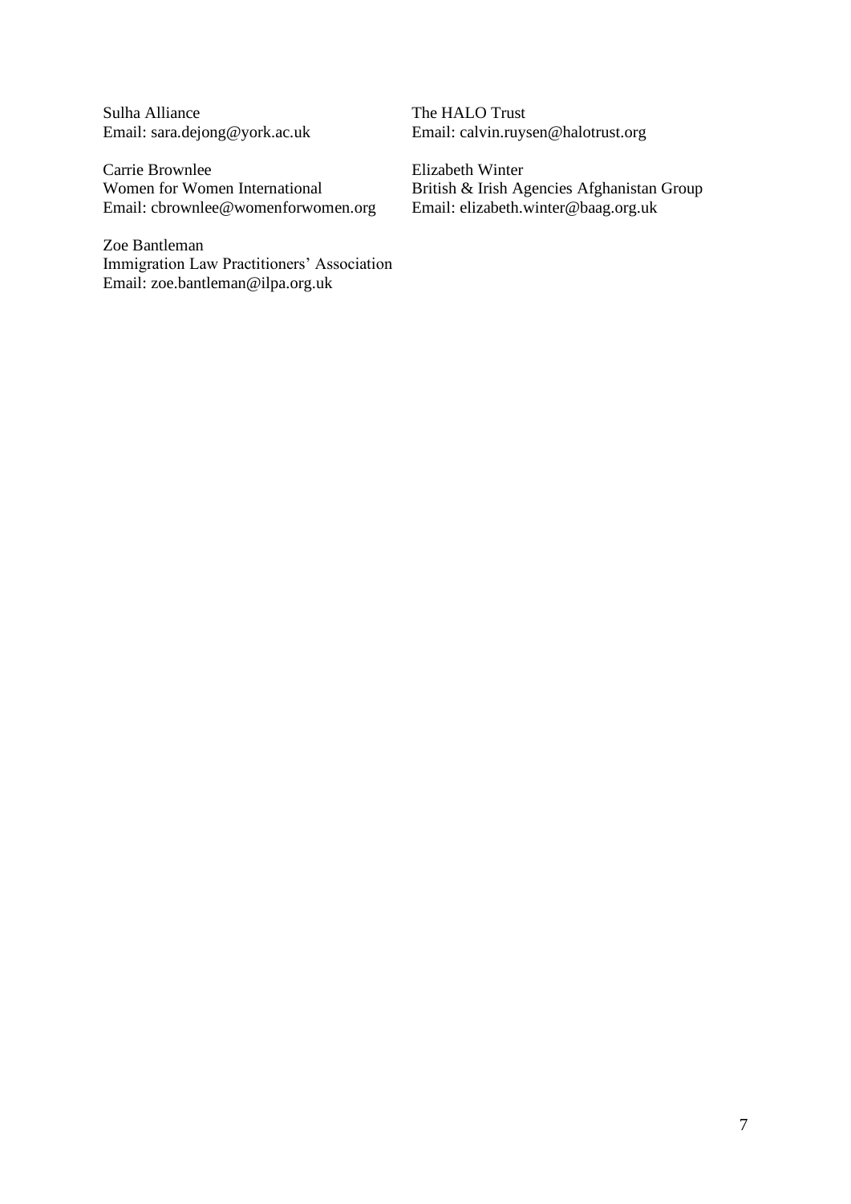Sulha Alliance
Email: sara.dejong@york.ac.uk

The HALO Trust
Email: calvin.ruysen@halotrust.org

Carrie Brownlee
Women for Women International
Email: cbrownlee@womenforwomen.org

Elizabeth Winter
British & Irish Agencies Afghanistan Group
Email: elizabeth.winter@baag.org.uk

Zoe Bantleman
Immigration Law Practitioners' Association
Email: zoe.bantleman@ilpa.org.uk